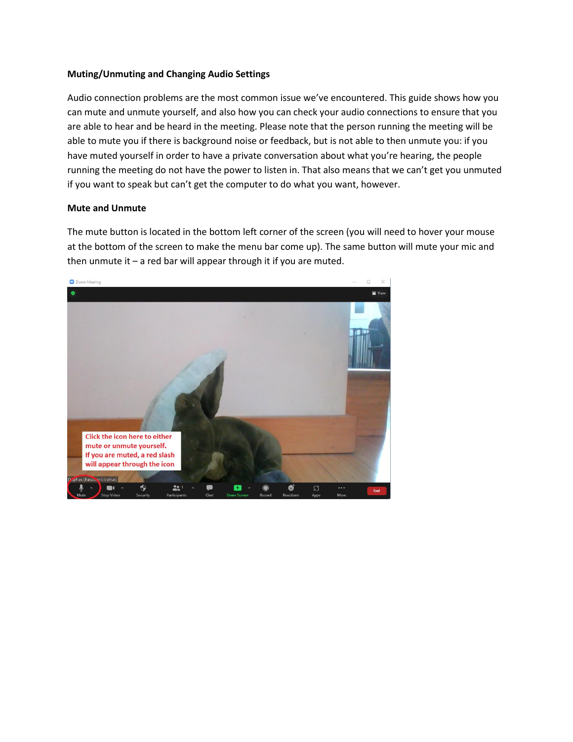**Muting/Unmuting and Changing Audio Settings**

Audio connection problems are the most common issue we've encountered. This guide shows how you can mute and unmute yourself, and also how you can check your audio connections to ensure that you are able to hear and be heard in the meeting. Please note that the person running the meeting will be able to mute you if there is background noise or feedback, but is not able to then unmute you: if you have muted yourself in order to have a private conversation about what you're hearing, the people running the meeting do not have the power to listen in. That also means that we can't get you unmuted if you want to speak but can't get the computer to do what you want, however.

**Mute and Unmute**

The mute button is located in the bottom left corner of the screen (you will need to hover your mouse at the bottom of the screen to make the menu bar come up). The same button will mute your mic and then unmute it – a red bar will appear through it if you are muted.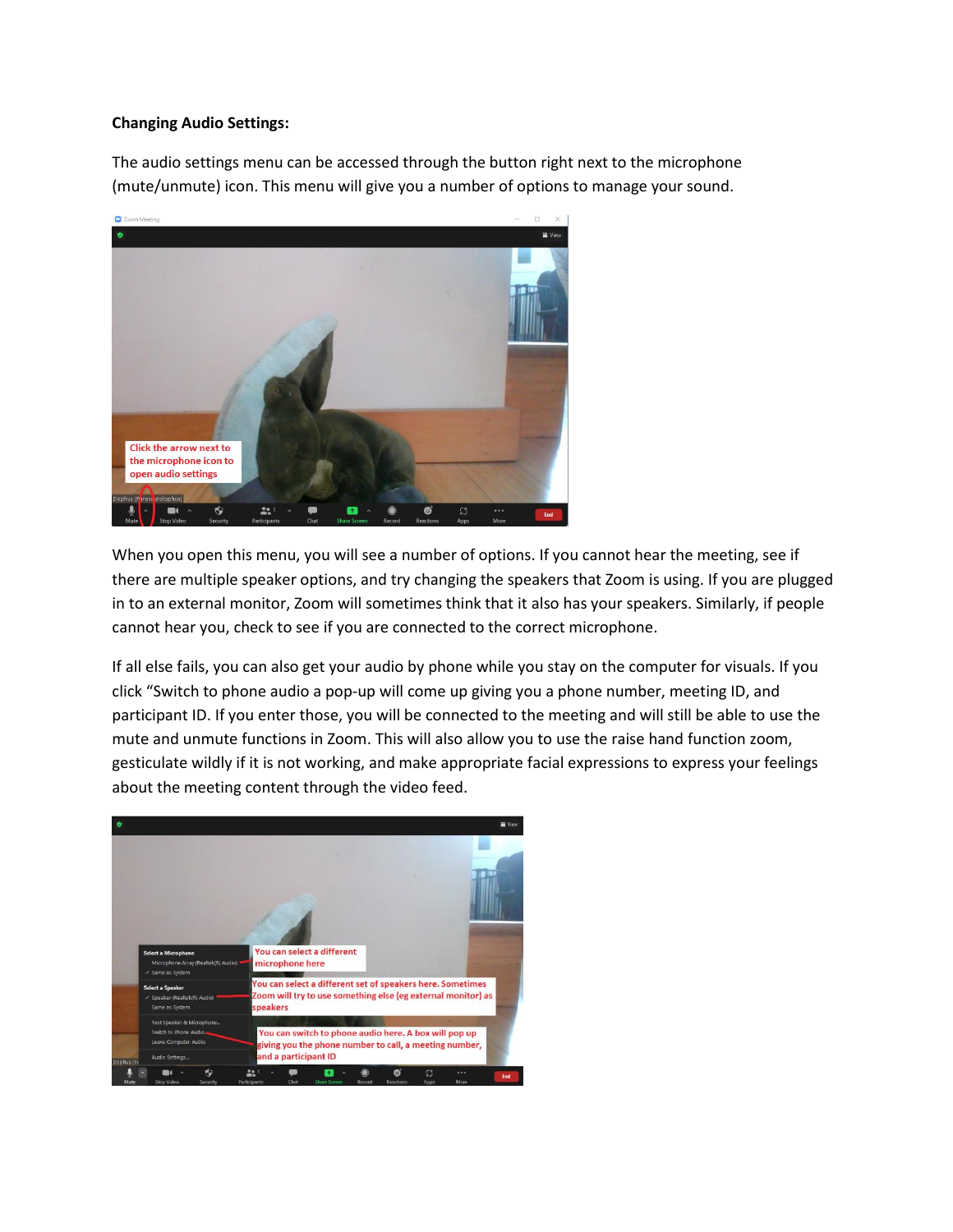**Changing Audio Settings:**

The audio settings menu can be accessed through the button right next to the microphone (mute/unmute) icon. This menu will give you a number of options to manage your sound.

When you open this menu, you will see a number of options. If you cannot hear the meeting, see if there are multiple speaker options, and try changing the speakers that Zoom is using. If you are plugged in to an external monitor, Zoom will sometimes think that it also has your speakers. Similarly, if people cannot hear you, check to see if you are connected to the correct microphone.

If all else fails, you can also get your audio by phone while you stay on the computer for visuals. If you click "Switch to phone audio a pop-up will come up giving you a phone number, meeting ID, and participant ID. If you enter those, you will be connected to the meeting and will still be able to use the mute and unmute functions in Zoom. This will also allow you to use the raise hand function zoom, gesticulate wildly if it is not working, and make appropriate facial expressions to express your feelings about the meeting content through the video feed.